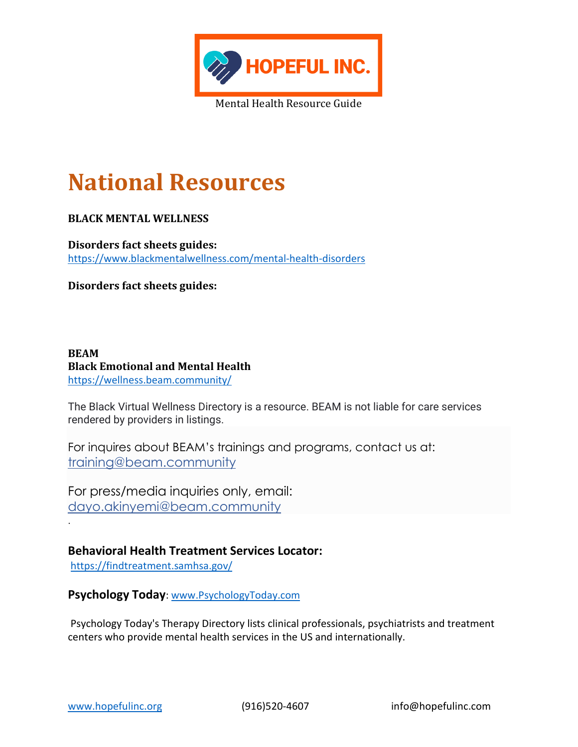HOPEFUL INC.

Mental Health Resource Guide

# National Resources

**BLACK MENTAL WELLNESS**

**Disorders fact sheets guides:**
https://www.blackmentalwellness.com/mental-health-disorders

**Disorders fact sheets guides:**

**BEAM**
**Black Emotional and Mental Health**
https://wellness.beam.community/

The Black Virtual Wellness Directory is a resource. BEAM is not liable for care services rendered by providers in listings.

For inquires about BEAM's trainings and programs, contact us at:
training@beam.community

For press/media inquiries only, email:
dayo.akinyemi@beam.community

.

### Behavioral Health Treatment Services Locator:

https://findtreatment.samhsa.gov/

**Psychology Today**: www.PsychologyToday.com

Psychology Today's Therapy Directory lists clinical professionals, psychiatrists and treatment centers who provide mental health services in the US and internationally.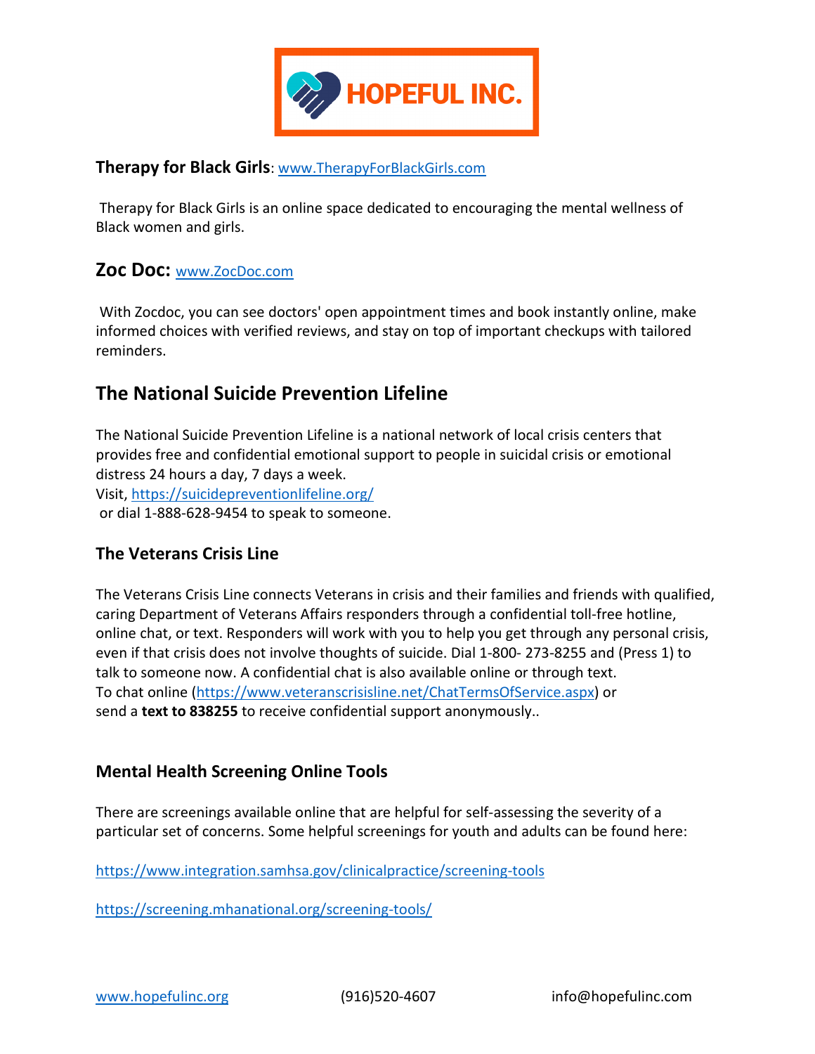**Therapy for Black Girls**: [www.TherapyForBlackGirls.com](http://www.TherapyForBlackGirls.com)

Therapy for Black Girls is an online space dedicated to encouraging the mental wellness of Black women and girls.

## Zoc Doc: [www.ZocDoc.com](http://www.ZocDoc.com)

With Zocdoc, you can see doctors' open appointment times and book instantly online, make informed choices with verified reviews, and stay on top of important checkups with tailored reminders.

## The National Suicide Prevention Lifeline

The National Suicide Prevention Lifeline is a national network of local crisis centers that provides free and confidential emotional support to people in suicidal crisis or emotional distress 24 hours a day, 7 days a week.
Visit, [https://suicidepreventionlifeline.org/](https://suicidepreventionlifeline.org/)
or dial 1-888-628-9454 to speak to someone.

### The Veterans Crisis Line

The Veterans Crisis Line connects Veterans in crisis and their families and friends with qualified, caring Department of Veterans Affairs responders through a confidential toll-free hotline, online chat, or text. Responders will work with you to help you get through any personal crisis, even if that crisis does not involve thoughts of suicide. Dial 1-800- 273-8255 and (Press 1) to talk to someone now. A confidential chat is also available online or through text.
To chat online ([https://www.veteranscrisisline.net/ChatTermsOfService.aspx](https://www.veteranscrisisline.net/ChatTermsOfService.aspx)) or send a **text to 838255** to receive confidential support anonymously..

### Mental Health Screening Online Tools

There are screenings available online that are helpful for self-assessing the severity of a particular set of concerns. Some helpful screenings for youth and adults can be found here:

[https://www.integration.samhsa.gov/clinicalpractice/screening-tools](https://www.integration.samhsa.gov/clinicalpractice/screening-tools)

[https://screening.mhanational.org/screening-tools/](https://screening.mhanational.org/screening-tools/)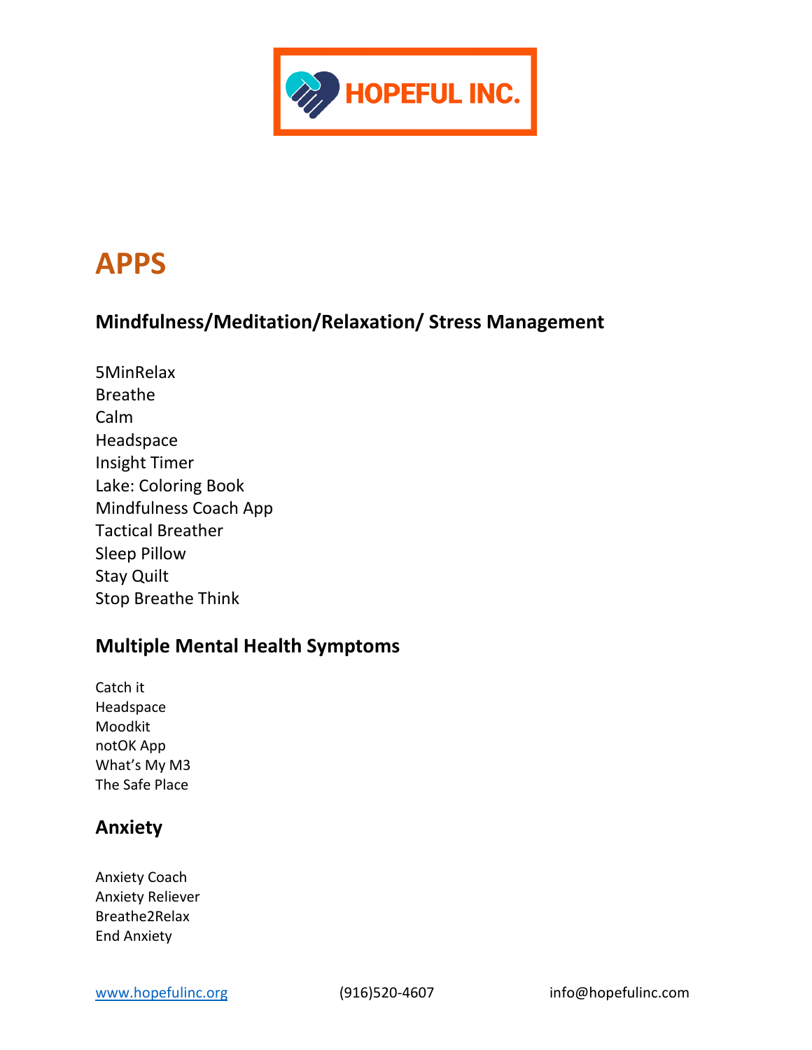# APPS

## Mindfulness/Meditation/Relaxation/ Stress Management

5MinRelax
Breathe
Calm
Headspace
Insight Timer
Lake: Coloring Book
Mindfulness Coach App
Tactical Breather
Sleep Pillow
Stay Quilt
Stop Breathe Think

## Multiple Mental Health Symptoms

Catch it
Headspace
Moodkit
notOK App
What's My M3
The Safe Place

## Anxiety

Anxiety Coach
Anxiety Reliever
Breathe2Relax
End Anxiety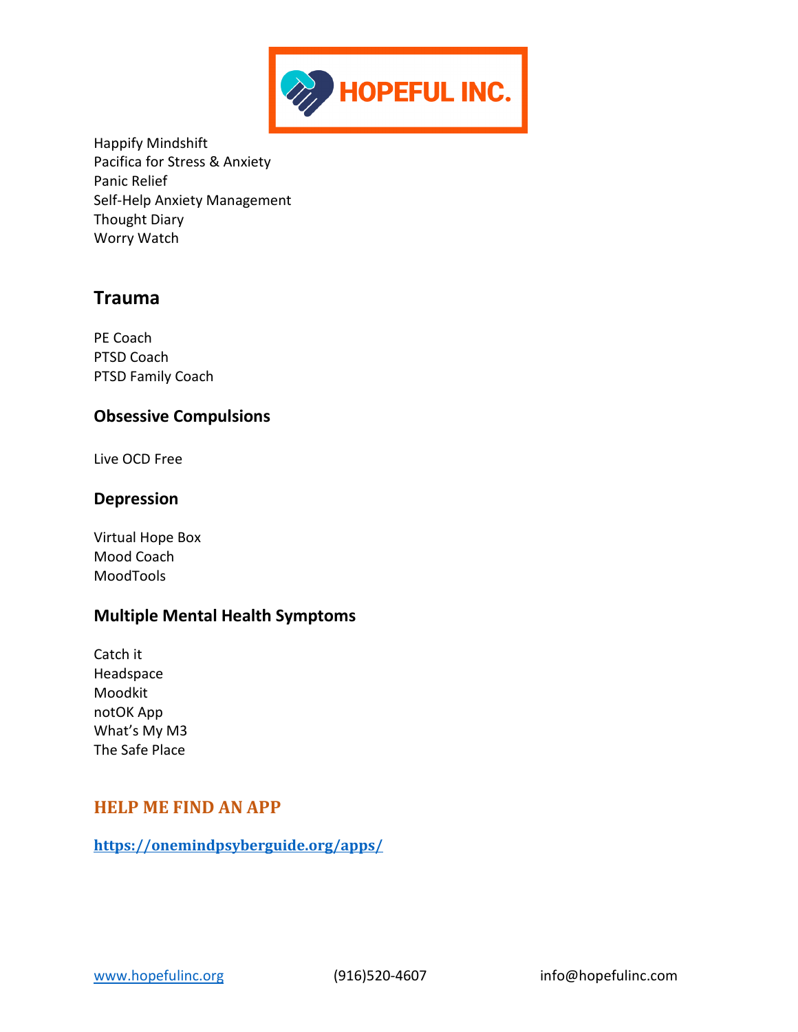Happify Mindshift
Pacifica for Stress & Anxiety
Panic Relief
Self-Help Anxiety Management
Thought Diary
Worry Watch

## Trauma

PE Coach
PTSD Coach
PTSD Family Coach

### Obsessive Compulsions

Live OCD Free

### Depression

Virtual Hope Box
Mood Coach
MoodTools

### Multiple Mental Health Symptoms

Catch it
Headspace
Moodkit
notOK App
What's My M3
The Safe Place

### HELP ME FIND AN APP

**https://onemindpsyberguide.org/apps/**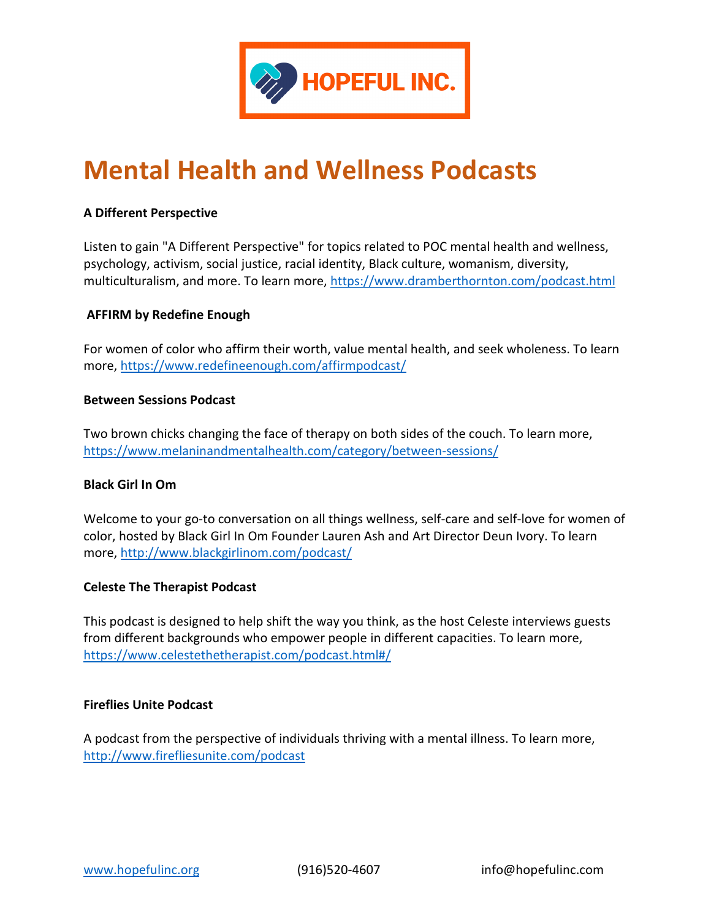HOPEFUL INC.

# Mental Health and Wellness Podcasts

**A Different Perspective**

Listen to gain "A Different Perspective" for topics related to POC mental health and wellness, psychology, activism, social justice, racial identity, Black culture, womanism, diversity, multiculturalism, and more. To learn more, https://www.dramberthornton.com/podcast.html

**AFFIRM by Redefine Enough**

For women of color who affirm their worth, value mental health, and seek wholeness. To learn more, https://www.redefineenough.com/affirmpodcast/

**Between Sessions Podcast**

Two brown chicks changing the face of therapy on both sides of the couch. To learn more, https://www.melaninandmentalhealth.com/category/between-sessions/

**Black Girl In Om**

Welcome to your go-to conversation on all things wellness, self-care and self-love for women of color, hosted by Black Girl In Om Founder Lauren Ash and Art Director Deun Ivory. To learn more, http://www.blackgirlinom.com/podcast/

**Celeste The Therapist Podcast**

This podcast is designed to help shift the way you think, as the host Celeste interviews guests from different backgrounds who empower people in different capacities. To learn more, https://www.celestetherapist.com/podcast.html#/

**Fireflies Unite Podcast**

A podcast from the perspective of individuals thriving with a mental illness. To learn more, http://www.firefliesunite.com/podcast

www.hopefulinc.org (916)520-4607 info@hopefulinc.com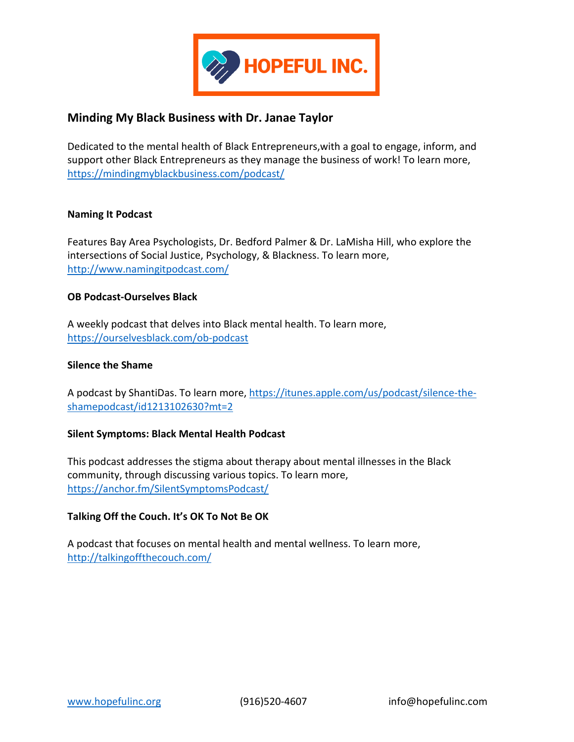## Minding My Black Business with Dr. Janae Taylor

Dedicated to the mental health of Black Entrepreneurs,with a goal to engage, inform, and support other Black Entrepreneurs as they manage the business of work! To learn more, https://mindingmyblackbusiness.com/podcast/

**Naming It Podcast**

Features Bay Area Psychologists, Dr. Bedford Palmer & Dr. LaMisha Hill, who explore the intersections of Social Justice, Psychology, & Blackness. To learn more, http://www.namingitpodcast.com/

**OB Podcast-Ourselves Black**

A weekly podcast that delves into Black mental health. To learn more, https://ourselvesblack.com/ob-podcast

**Silence the Shame**

A podcast by ShantiDas. To learn more, https://itunes.apple.com/us/podcast/silence-the-shamepodcast/id1213102630?mt=2

**Silent Symptoms: Black Mental Health Podcast**

This podcast addresses the stigma about therapy about mental illnesses in the Black community, through discussing various topics. To learn more, https://anchor.fm/SilentSymptomsPodcast/

**Talking Off the Couch. It's OK To Not Be OK**

A podcast that focuses on mental health and mental wellness. To learn more, http://talkingoffthecouch.com/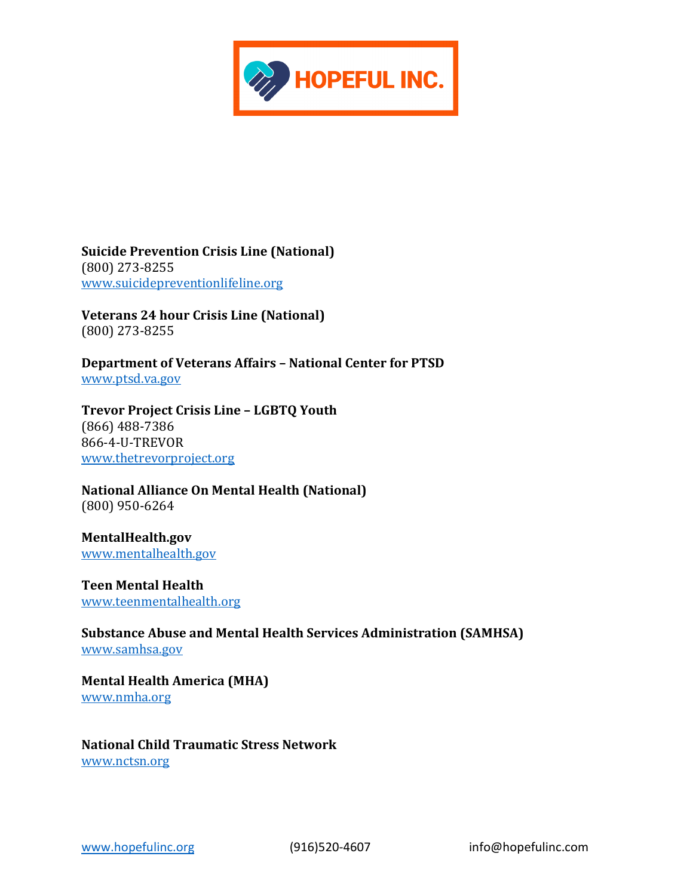**HOPEFUL INC.**

**Suicide Prevention Crisis Line (National)**
(800) 273-8255
www.suicidepreventionlifeline.org

**Veterans 24 hour Crisis Line (National)**
(800) 273-8255

**Department of Veterans Affairs – National Center for PTSD**
www.ptsd.va.gov

**Trevor Project Crisis Line – LGBTQ Youth**
(866) 488-7386
866-4-U-TREVOR
www.thetrevorproject.org

**National Alliance On Mental Health (National)**
(800) 950-6264

**MentalHealth.gov**
www.mentalhealth.gov

**Teen Mental Health**
www.teenmentalhealth.org

**Substance Abuse and Mental Health Services Administration (SAMHSA)**
www.samhsa.gov

**Mental Health America (MHA)**
www.nmha.org

**National Child Traumatic Stress Network**
www.nctsn.org

www.hopefulinc.org (916)520-4607 info@hopefulinc.com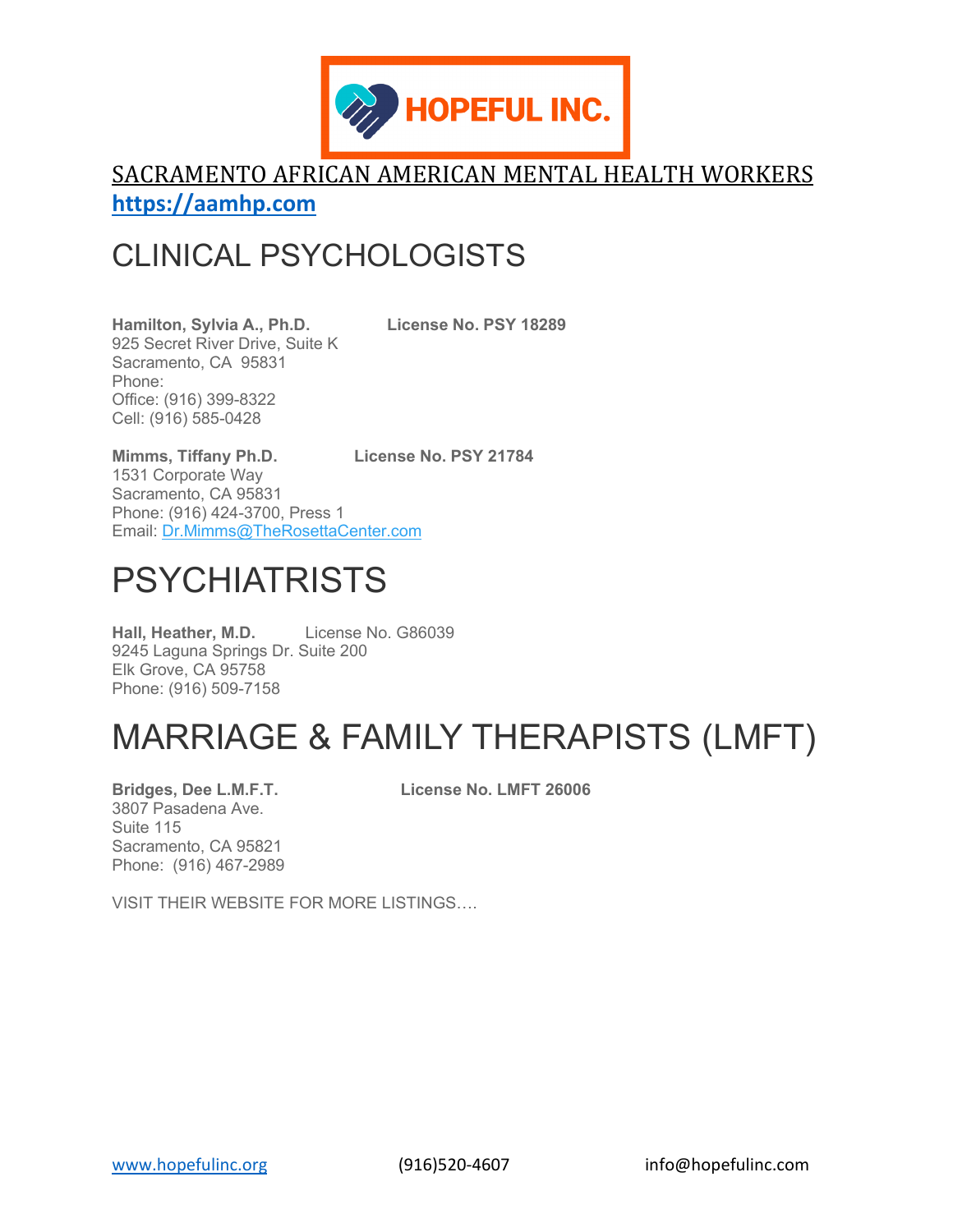HOPEFUL INC.

SACRAMENTO AFRICAN AMERICAN MENTAL HEALTH WORKERS
**https://aamhp.com**

# CLINICAL PSYCHOLOGISTS

**Hamilton, Sylvia A., Ph.D.** **License No. PSY 18289**
925 Secret River Drive, Suite K
Sacramento, CA 95831
Phone:
Office: (916) 399-8322
Cell: (916) 585-0428

**Mimms, Tiffany Ph.D.** **License No. PSY 21784**
1531 Corporate Way
Sacramento, CA 95831
Phone: (916) 424-3700, Press 1
Email: Dr.Mimms@TheRosettaCenter.com

# PSYCHIATRISTS

**Hall, Heather, M.D.** License No. G86039
9245 Laguna Springs Dr. Suite 200
Elk Grove, CA 95758
Phone: (916) 509-7158

# MARRIAGE & FAMILY THERAPISTS (LMFT)

**Bridges, Dee L.M.F.T.** **License No. LMFT 26006**
3807 Pasadena Ave.
Suite 115
Sacramento, CA 95821
Phone: (916) 467-2989

VISIT THEIR WEBSITE FOR MORE LISTINGS….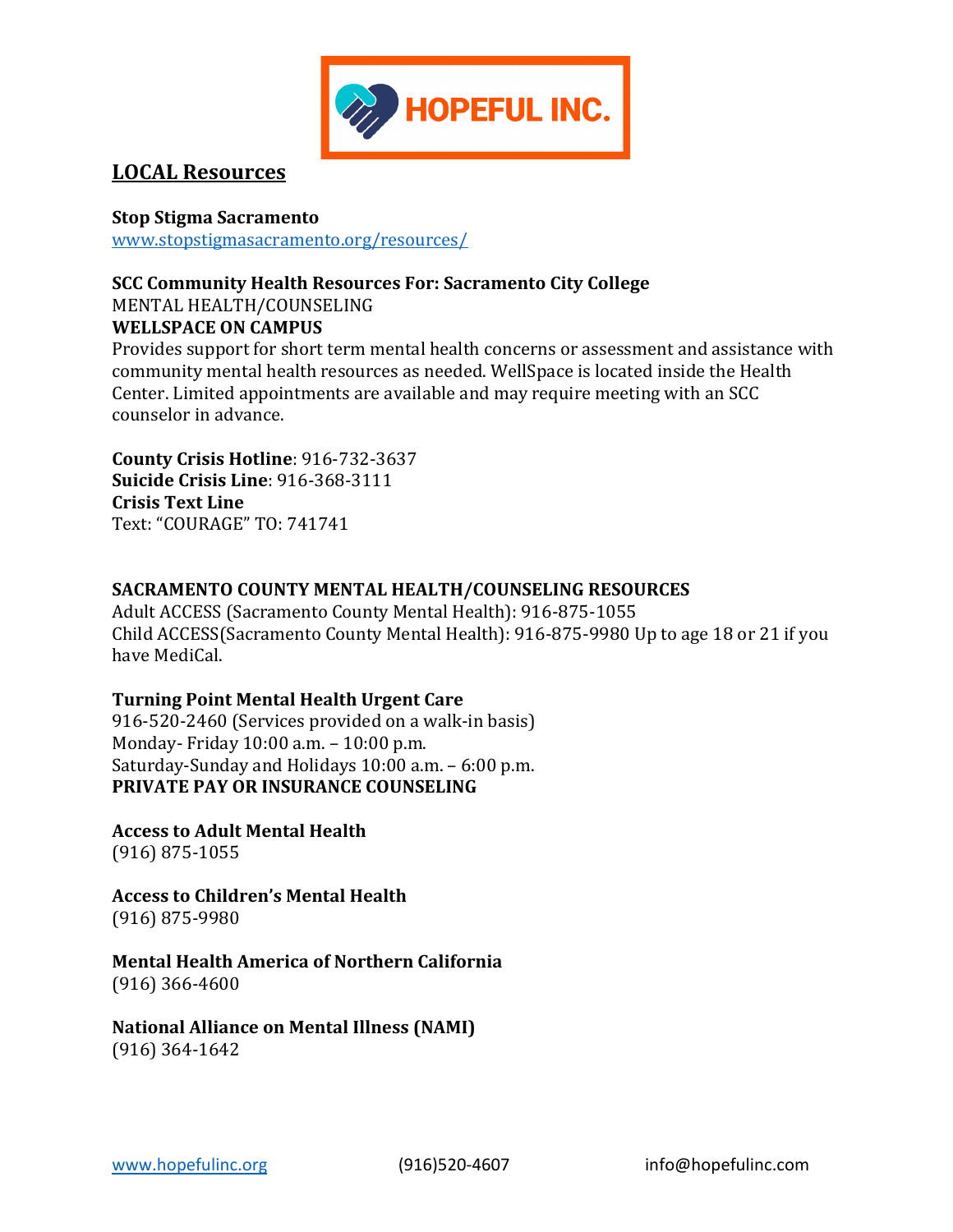## LOCAL Resources

**Stop Stigma Sacramento**
www.stopstigmasacramento.org/resources/

**SCC Community Health Resources For: Sacramento City College**
MENTAL HEALTH/COUNSELING
**WELLSPACE ON CAMPUS**
Provides support for short term mental health concerns or assessment and assistance with community mental health resources as needed. WellSpace is located inside the Health Center. Limited appointments are available and may require meeting with an SCC counselor in advance.

**County Crisis Hotline**: 916-732-3637
**Suicide Crisis Line**: 916-368-3111
**Crisis Text Line**
Text: "COURAGE" TO: 741741

**SACRAMENTO COUNTY MENTAL HEALTH/COUNSELING RESOURCES**
Adult ACCESS (Sacramento County Mental Health): 916-875-1055
Child ACCESS(Sacramento County Mental Health): 916-875-9980 Up to age 18 or 21 if you have MediCal.

**Turning Point Mental Health Urgent Care**
916-520-2460 (Services provided on a walk-in basis)
Monday- Friday 10:00 a.m. – 10:00 p.m.
Saturday-Sunday and Holidays 10:00 a.m. – 6:00 p.m.
**PRIVATE PAY OR INSURANCE COUNSELING**

**Access to Adult Mental Health**
(916) 875-1055

**Access to Children's Mental Health**
(916) 875-9980

**Mental Health America of Northern California**
(916) 366-4600

**National Alliance on Mental Illness (NAMI)**
(916) 364-1642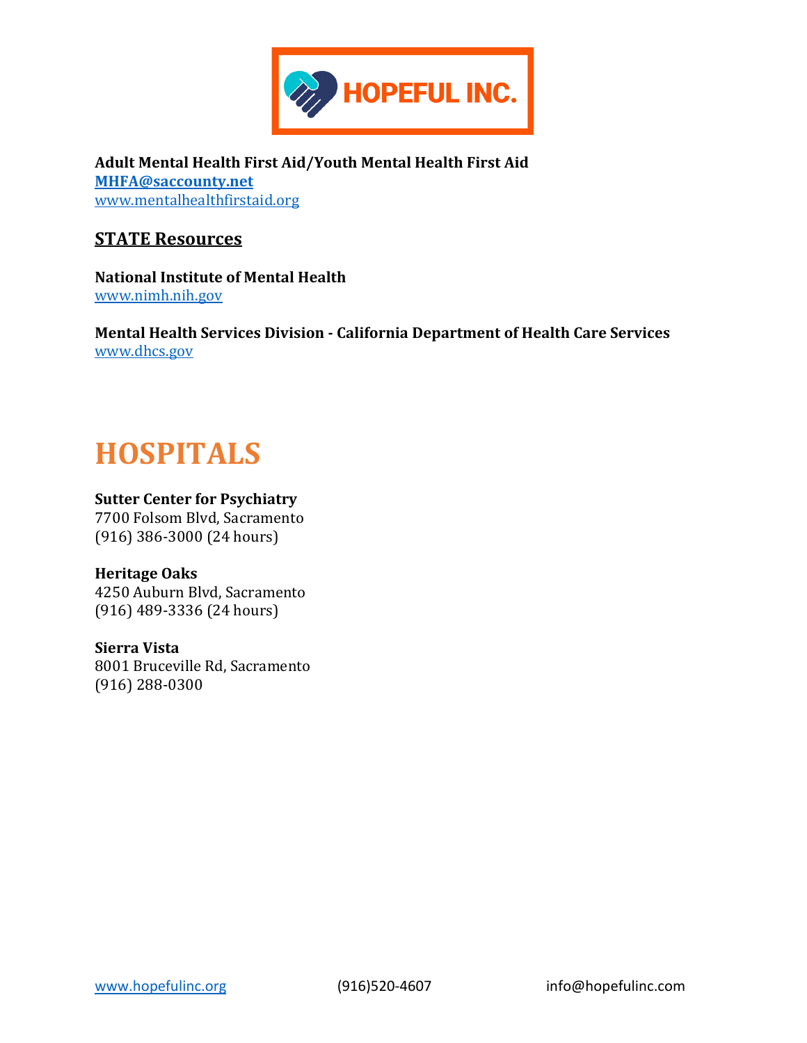**Adult Mental Health First Aid/Youth Mental Health First Aid**
**MHFA@saccounty.net**
www.mentalhealthfirstaid.org

## STATE Resources

**National Institute of Mental Health**
www.nimh.nih.gov

**Mental Health Services Division - California Department of Health Care Services**
www.dhcs.gov

# HOSPITALS

**Sutter Center for Psychiatry**
7700 Folsom Blvd, Sacramento
(916) 386-3000 (24 hours)

**Heritage Oaks**
4250 Auburn Blvd, Sacramento
(916) 489-3336 (24 hours)

**Sierra Vista**
8001 Bruceville Rd, Sacramento
(916) 288-0300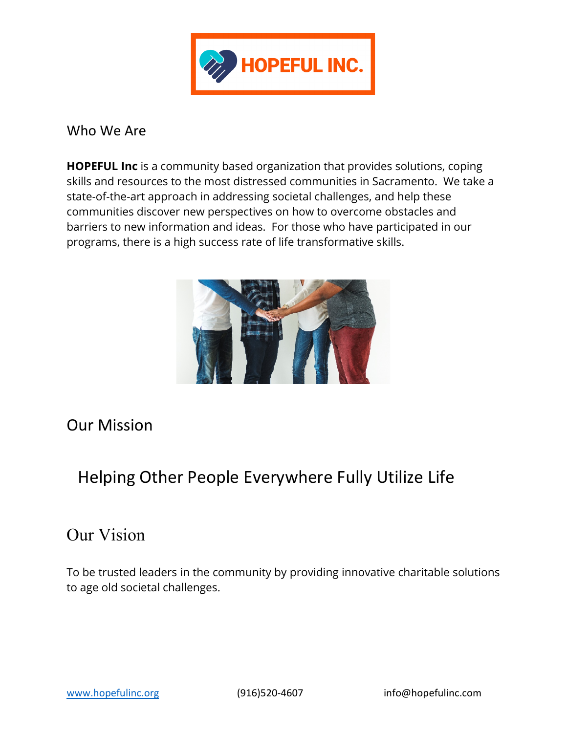# HOPEFUL INC.

## Who We Are

**HOPEFUL Inc** is a community based organization that provides solutions, coping skills and resources to the most distressed communities in Sacramento. We take a state-of-the-art approach in addressing societal challenges, and help these communities discover new perspectives on how to overcome obstacles and barriers to new information and ideas. For those who have participated in our programs, there is a high success rate of life transformative skills.

## Our Mission

Helping Other People Everywhere Fully Utilize Life

## Our Vision

To be trusted leaders in the community by providing innovative charitable solutions to age old societal challenges.

www.hopefulinc.org (916)520-4607 info@hopefulinc.com